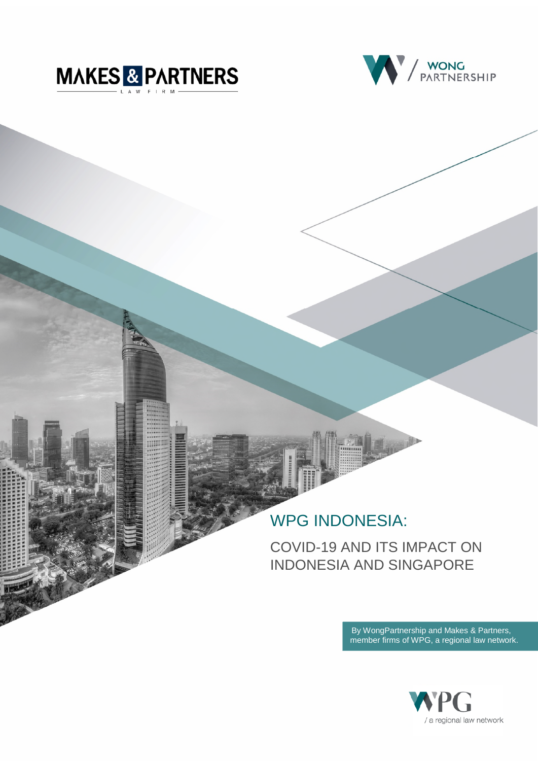MAKES & PARTNERS

LAW FIRM

WONG PARTNERSHIP

# WPG INDONESIA:

## COVID-19 AND ITS IMPACT ON INDONESIA AND SINGAPORE

By WongPartnership and Makes & Partners, member firms of WPG, a regional law network.

WPG

/ a regional law network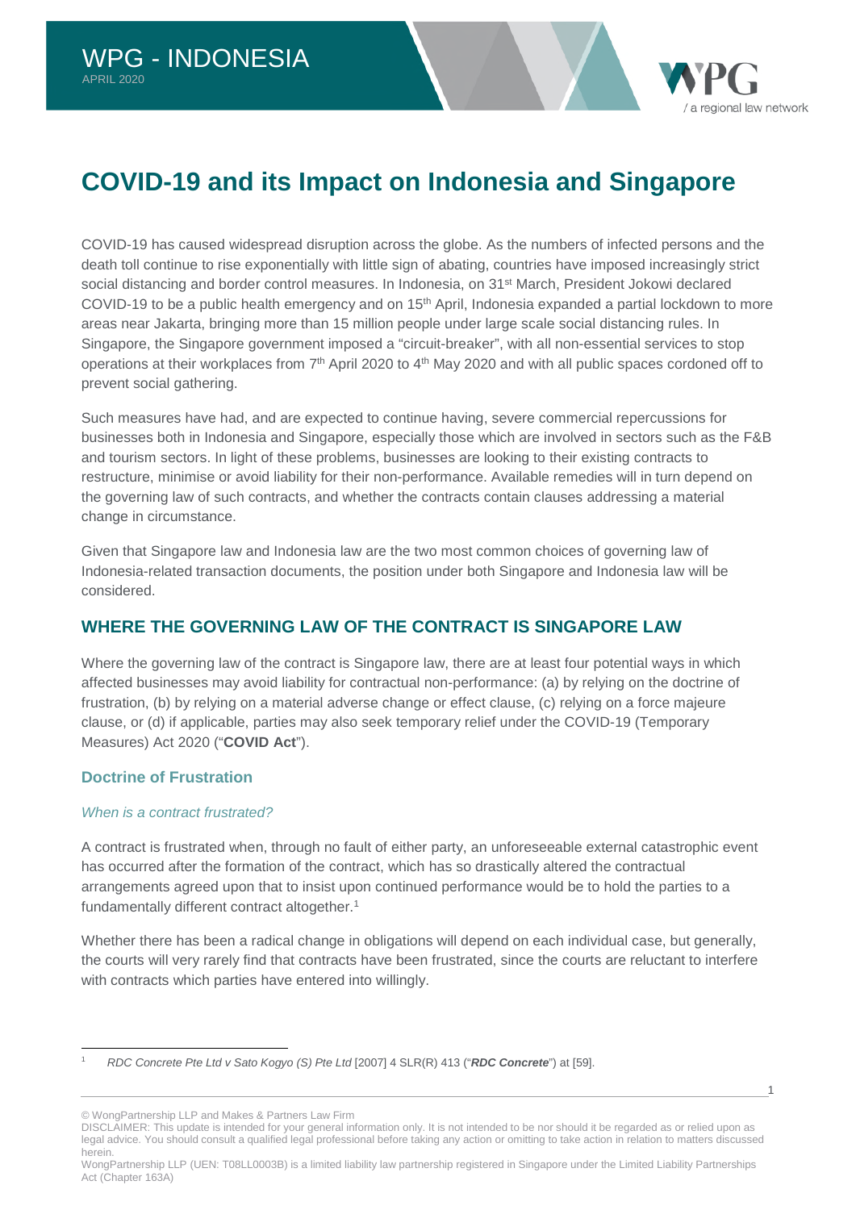# COVID-19 and its Impact on Indonesia and Singapore

COVID-19 has caused widespread disruption across the globe. As the numbers of infected persons and the death toll continue to rise exponentially with little sign of abating, countries have imposed increasingly strict social distancing and border control measures. In Indonesia, on 31st March, President Jokowi declared COVID-19 to be a public health emergency and on 15th April, Indonesia expanded a partial lockdown to more areas near Jakarta, bringing more than 15 million people under large scale social distancing rules. In Singapore, the Singapore government imposed a "circuit-breaker", with all non-essential services to stop operations at their workplaces from 7th April 2020 to 4th May 2020 and with all public spaces cordoned off to prevent social gathering.

Such measures have had, and are expected to continue having, severe commercial repercussions for businesses both in Indonesia and Singapore, especially those which are involved in sectors such as the F&B and tourism sectors. In light of these problems, businesses are looking to their existing contracts to restructure, minimise or avoid liability for their non-performance. Available remedies will in turn depend on the governing law of such contracts, and whether the contracts contain clauses addressing a material change in circumstance.

Given that Singapore law and Indonesia law are the two most common choices of governing law of Indonesia-related transaction documents, the position under both Singapore and Indonesia law will be considered.

## WHERE THE GOVERNING LAW OF THE CONTRACT IS SINGAPORE LAW

Where the governing law of the contract is Singapore law, there are at least four potential ways in which affected businesses may avoid liability for contractual non-performance: (a) by relying on the doctrine of frustration, (b) by relying on a material adverse change or effect clause, (c) relying on a force majeure clause, or (d) if applicable, parties may also seek temporary relief under the COVID-19 (Temporary Measures) Act 2020 ("**COVID Act**").

### Doctrine of Frustration

*When is a contract frustrated?*

A contract is frustrated when, through no fault of either party, an unforeseeable external catastrophic event has occurred after the formation of the contract, which has so drastically altered the contractual arrangements agreed upon that to insist upon continued performance would be to hold the parties to a fundamentally different contract altogether.[1]

Whether there has been a radical change in obligations will depend on each individual case, but generally, the courts will very rarely find that contracts have been frustrated, since the courts are reluctant to interfere with contracts which parties have entered into willingly.

[1] *RDC Concrete Pte Ltd v Sato Kogyo (S) Pte Ltd* [2007] 4 SLR(R) 413 ("***RDC Concrete***") at [59].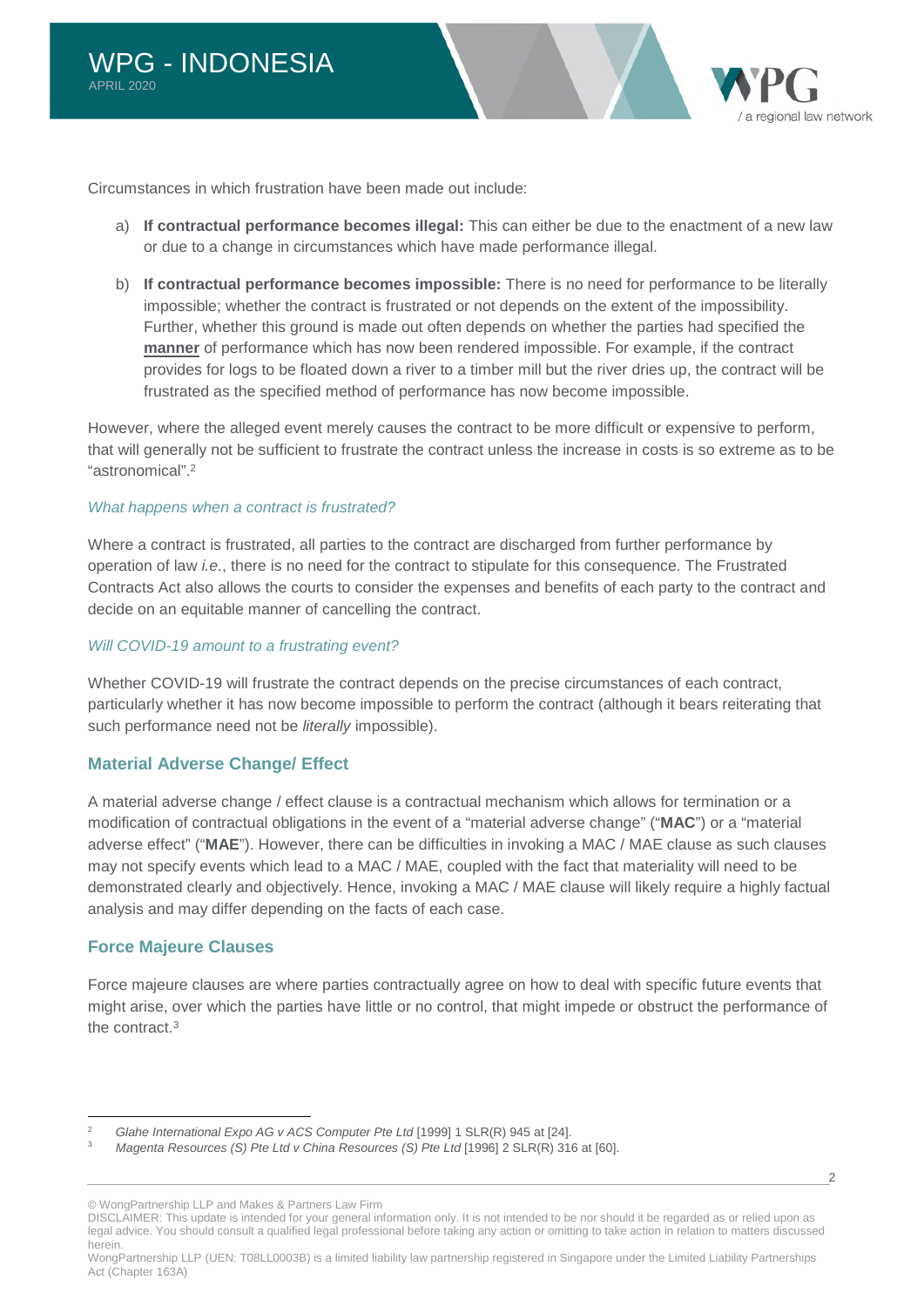Circumstances in which frustration have been made out include:

a) **If contractual performance becomes illegal:** This can either be due to the enactment of a new law or due to a change in circumstances which have made performance illegal.

b) **If contractual performance becomes impossible:** There is no need for performance to be literally impossible; whether the contract is frustrated or not depends on the extent of the impossibility. Further, whether this ground is made out often depends on whether the parties had specified the **manner** of performance which has now been rendered impossible. For example, if the contract provides for logs to be floated down a river to a timber mill but the river dries up, the contract will be frustrated as the specified method of performance has now become impossible.

However, where the alleged event merely causes the contract to be more difficult or expensive to perform, that will generally not be sufficient to frustrate the contract unless the increase in costs is so extreme as to be "astronomical".[2]

*What happens when a contract is frustrated?*

Where a contract is frustrated, all parties to the contract are discharged from further performance by operation of law *i.e.*, there is no need for the contract to stipulate for this consequence. The Frustrated Contracts Act also allows the courts to consider the expenses and benefits of each party to the contract and decide on an equitable manner of cancelling the contract.

*Will COVID-19 amount to a frustrating event?*

Whether COVID-19 will frustrate the contract depends on the precise circumstances of each contract, particularly whether it has now become impossible to perform the contract (although it bears reiterating that such performance need not be *literally* impossible).

## Material Adverse Change/ Effect

A material adverse change / effect clause is a contractual mechanism which allows for termination or a modification of contractual obligations in the event of a "material adverse change" ("**MAC**") or a "material adverse effect" ("**MAE**"). However, there can be difficulties in invoking a MAC / MAE clause as such clauses may not specify events which lead to a MAC / MAE, coupled with the fact that materiality will need to be demonstrated clearly and objectively. Hence, invoking a MAC / MAE clause will likely require a highly factual analysis and may differ depending on the facts of each case.

## Force Majeure Clauses

Force majeure clauses are where parties contractually agree on how to deal with specific future events that might arise, over which the parties have little or no control, that might impede or obstruct the performance of the contract.[3]

---

[2] *Glahe International Expo AG v ACS Computer Pte Ltd* [1999] 1 SLR(R) 945 at [24].

[3] *Magenta Resources (S) Pte Ltd v China Resources (S) Pte Ltd* [1996] 2 SLR(R) 316 at [60].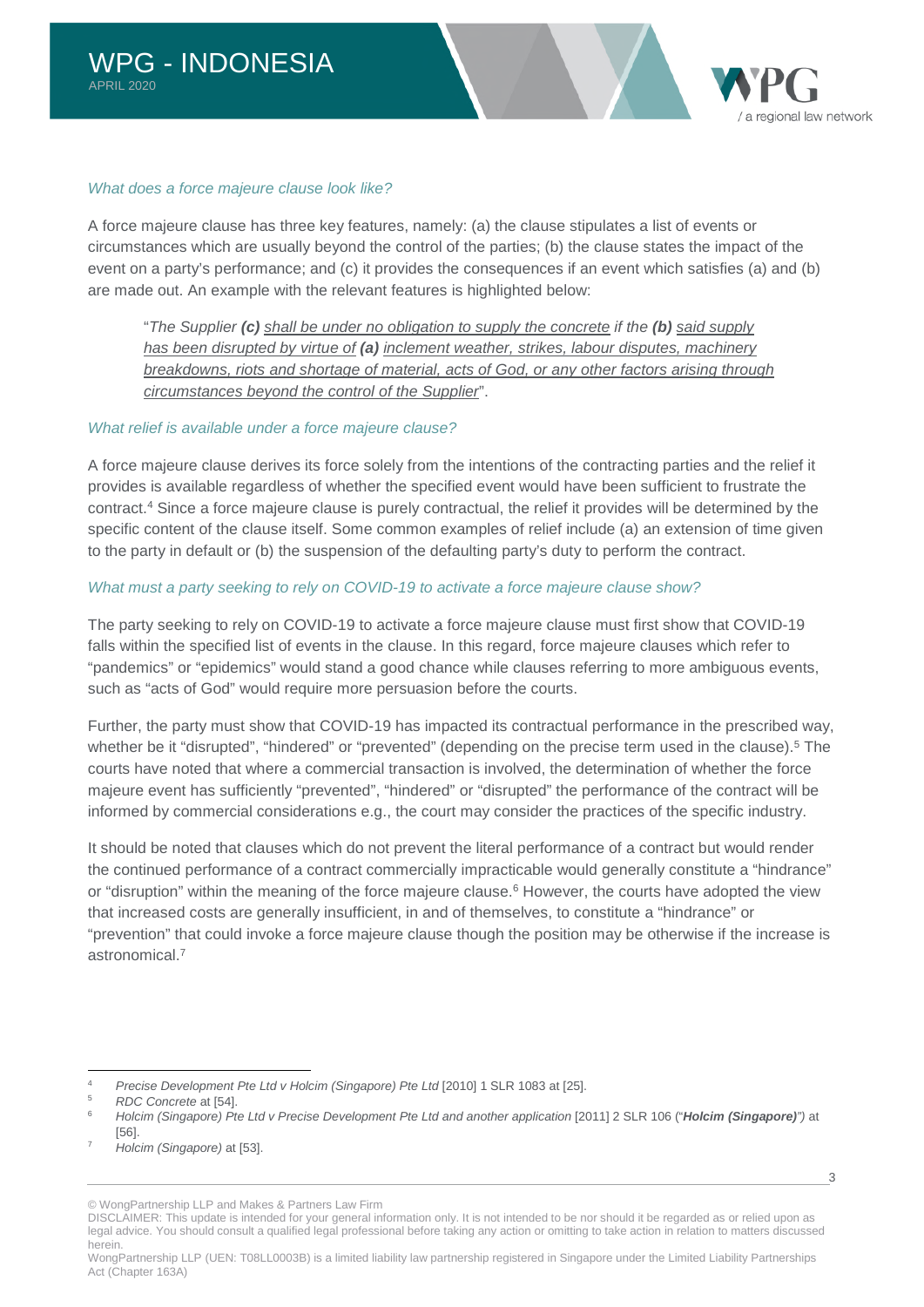*What does a force majeure clause look like?*

A force majeure clause has three key features, namely: (a) the clause stipulates a list of events or circumstances which are usually beyond the control of the parties; (b) the clause states the impact of the event on a party's performance; and (c) it provides the consequences if an event which satisfies (a) and (b) are made out. An example with the relevant features is highlighted below:

> "*The Supplier **(c)** shall be under no obligation to supply the concrete if the **(b)** said supply has been disrupted by virtue of **(a)** inclement weather, strikes, labour disputes, machinery breakdowns, riots and shortage of material, acts of God, or any other factors arising through circumstances beyond the control of the Supplier*".

*What relief is available under a force majeure clause?*

A force majeure clause derives its force solely from the intentions of the contracting parties and the relief it provides is available regardless of whether the specified event would have been sufficient to frustrate the contract.[4] Since a force majeure clause is purely contractual, the relief it provides will be determined by the specific content of the clause itself. Some common examples of relief include (a) an extension of time given to the party in default or (b) the suspension of the defaulting party's duty to perform the contract.

*What must a party seeking to rely on COVID-19 to activate a force majeure clause show?*

The party seeking to rely on COVID-19 to activate a force majeure clause must first show that COVID-19 falls within the specified list of events in the clause. In this regard, force majeure clauses which refer to "pandemics" or "epidemics" would stand a good chance while clauses referring to more ambiguous events, such as "acts of God" would require more persuasion before the courts.

Further, the party must show that COVID-19 has impacted its contractual performance in the prescribed way, whether be it "disrupted", "hindered" or "prevented" (depending on the precise term used in the clause).[5] The courts have noted that where a commercial transaction is involved, the determination of whether the force majeure event has sufficiently "prevented", "hindered" or "disrupted" the performance of the contract will be informed by commercial considerations e.g., the court may consider the practices of the specific industry.

It should be noted that clauses which do not prevent the literal performance of a contract but would render the continued performance of a contract commercially impracticable would generally constitute a "hindrance" or "disruption" within the meaning of the force majeure clause.[6] However, the courts have adopted the view that increased costs are generally insufficient, in and of themselves, to constitute a "hindrance" or "prevention" that could invoke a force majeure clause though the position may be otherwise if the increase is astronomical.[7]

---

[4] *Precise Development Pte Ltd v Holcim (Singapore) Pte Ltd* [2010] 1 SLR 1083 at [25].

[5] *RDC Concrete* at [54].

[6] *Holcim (Singapore) Pte Ltd v Precise Development Pte Ltd and another application* [2011] 2 SLR 106 ("***Holcim (Singapore)***") at [56].

[7] *Holcim (Singapore)* at [53].

© WongPartnership LLP and Makes & Partners Law Firm

DISCLAIMER: This update is intended for your general information only. It is not intended to be nor should it be regarded as or relied upon as legal advice. You should consult a qualified legal professional before taking any action or omitting to take action in relation to matters discussed herein.

WongPartnership LLP (UEN: T08LL0003B) is a limited liability law partnership registered in Singapore under the Limited Liability Partnerships Act (Chapter 163A)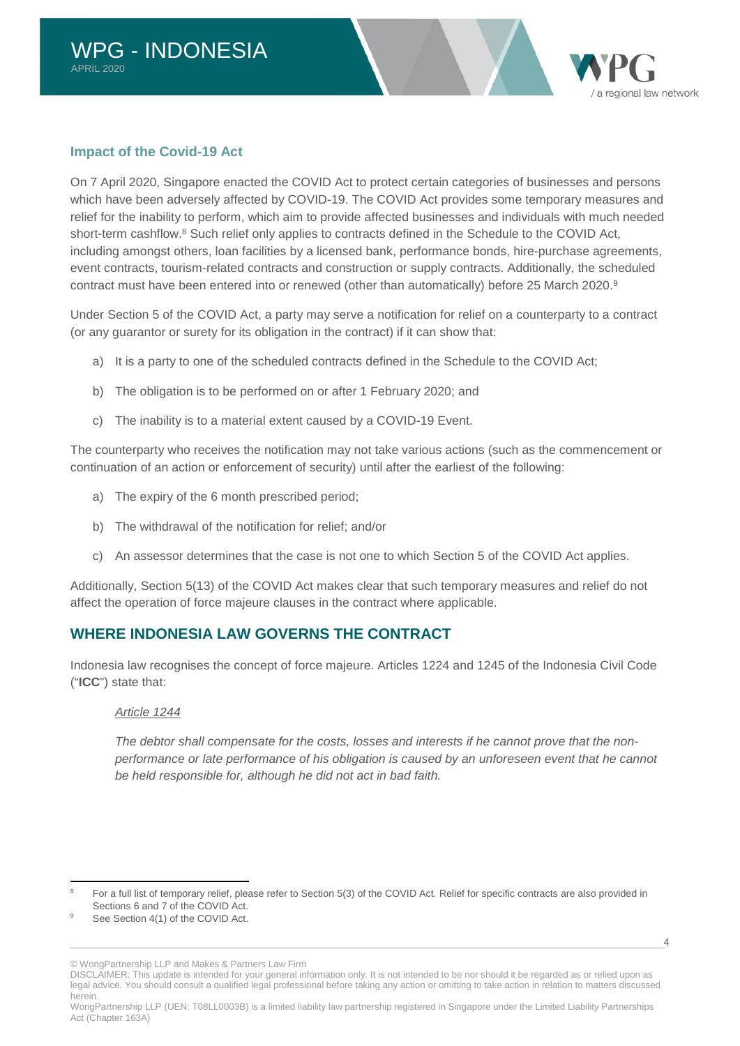### Impact of the Covid-19 Act

On 7 April 2020, Singapore enacted the COVID Act to protect certain categories of businesses and persons which have been adversely affected by COVID-19. The COVID Act provides some temporary measures and relief for the inability to perform, which aim to provide affected businesses and individuals with much needed short-term cashflow.[8] Such relief only applies to contracts defined in the Schedule to the COVID Act, including amongst others, loan facilities by a licensed bank, performance bonds, hire-purchase agreements, event contracts, tourism-related contracts and construction or supply contracts. Additionally, the scheduled contract must have been entered into or renewed (other than automatically) before 25 March 2020.[9]

Under Section 5 of the COVID Act, a party may serve a notification for relief on a counterparty to a contract (or any guarantor or surety for its obligation in the contract) if it can show that:

a) It is a party to one of the scheduled contracts defined in the Schedule to the COVID Act;

b) The obligation is to be performed on or after 1 February 2020; and

c) The inability is to a material extent caused by a COVID-19 Event.

The counterparty who receives the notification may not take various actions (such as the commencement or continuation of an action or enforcement of security) until after the earliest of the following:

a) The expiry of the 6 month prescribed period;

b) The withdrawal of the notification for relief; and/or

c) An assessor determines that the case is not one to which Section 5 of the COVID Act applies.

Additionally, Section 5(13) of the COVID Act makes clear that such temporary measures and relief do not affect the operation of force majeure clauses in the contract where applicable.

## WHERE INDONESIA LAW GOVERNS THE CONTRACT

Indonesia law recognises the concept of force majeure. Articles 1224 and 1245 of the Indonesia Civil Code ("**ICC**") state that:

> _Article 1244_
>
> *The debtor shall compensate for the costs, losses and interests if he cannot prove that the non-performance or late performance of his obligation is caused by an unforeseen event that he cannot be held responsible for, although he did not act in bad faith.*

---

[8] For a full list of temporary relief, please refer to Section 5(3) of the COVID Act. Relief for specific contracts are also provided in Sections 6 and 7 of the COVID Act.

[9] See Section 4(1) of the COVID Act.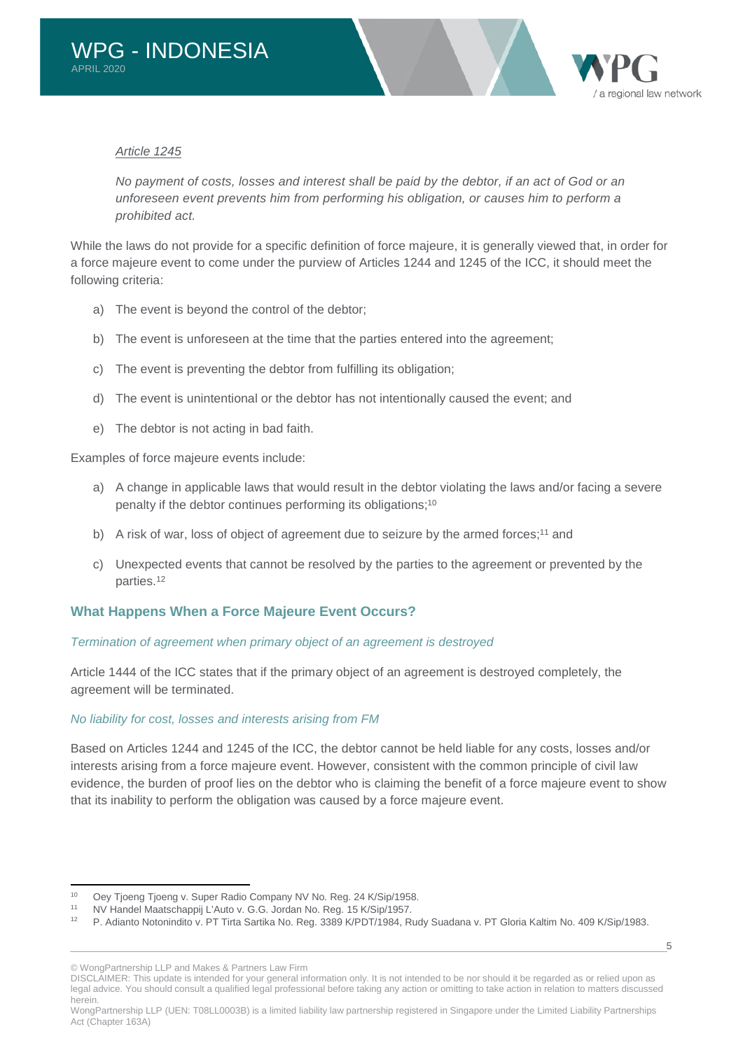*Article 1245*

*No payment of costs, losses and interest shall be paid by the debtor, if an act of God or an unforeseen event prevents him from performing his obligation, or causes him to perform a prohibited act.*

While the laws do not provide for a specific definition of force majeure, it is generally viewed that, in order for a force majeure event to come under the purview of Articles 1244 and 1245 of the ICC, it should meet the following criteria:

a) The event is beyond the control of the debtor;

b) The event is unforeseen at the time that the parties entered into the agreement;

c) The event is preventing the debtor from fulfilling its obligation;

d) The event is unintentional or the debtor has not intentionally caused the event; and

e) The debtor is not acting in bad faith.

Examples of force majeure events include:

a) A change in applicable laws that would result in the debtor violating the laws and/or facing a severe penalty if the debtor continues performing its obligations;[10]

b) A risk of war, loss of object of agreement due to seizure by the armed forces;[11] and

c) Unexpected events that cannot be resolved by the parties to the agreement or prevented by the parties.[12]

## What Happens When a Force Majeure Event Occurs?

*Termination of agreement when primary object of an agreement is destroyed*

Article 1444 of the ICC states that if the primary object of an agreement is destroyed completely, the agreement will be terminated.

*No liability for cost, losses and interests arising from FM*

Based on Articles 1244 and 1245 of the ICC, the debtor cannot be held liable for any costs, losses and/or interests arising from a force majeure event. However, consistent with the common principle of civil law evidence, the burden of proof lies on the debtor who is claiming the benefit of a force majeure event to show that its inability to perform the obligation was caused by a force majeure event.

---

[10] Oey Tjoeng Tjoeng v. Super Radio Company NV No. Reg. 24 K/Sip/1958.

[11] NV Handel Maatschappij L'Auto v. G.G. Jordan No. Reg. 15 K/Sip/1957.

[12] P. Adianto Notonindito v. PT Tirta Sartika No. Reg. 3389 K/PDT/1984, Rudy Suadana v. PT Gloria Kaltim No. 409 K/Sip/1983.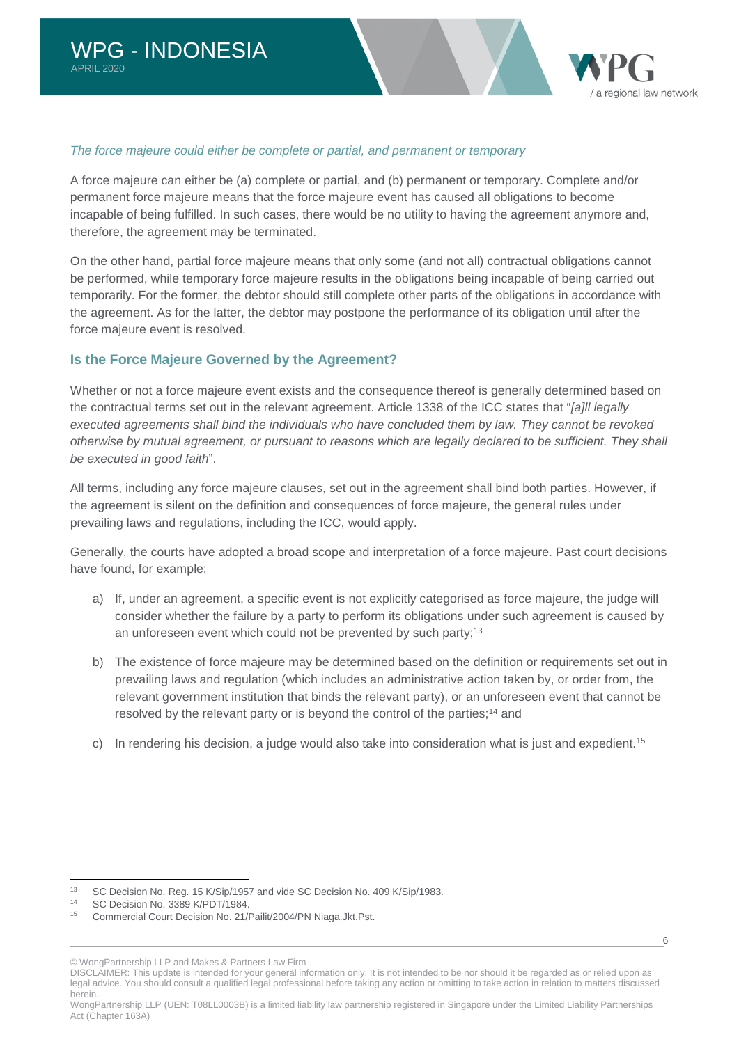*The force majeure could either be complete or partial, and permanent or temporary*

A force majeure can either be (a) complete or partial, and (b) permanent or temporary. Complete and/or permanent force majeure means that the force majeure event has caused all obligations to become incapable of being fulfilled. In such cases, there would be no utility to having the agreement anymore and, therefore, the agreement may be terminated.

On the other hand, partial force majeure means that only some (and not all) contractual obligations cannot be performed, while temporary force majeure results in the obligations being incapable of being carried out temporarily. For the former, the debtor should still complete other parts of the obligations in accordance with the agreement. As for the latter, the debtor may postpone the performance of its obligation until after the force majeure event is resolved.

## Is the Force Majeure Governed by the Agreement?

Whether or not a force majeure event exists and the consequence thereof is generally determined based on the contractual terms set out in the relevant agreement. Article 1338 of the ICC states that "*[a]ll legally executed agreements shall bind the individuals who have concluded them by law. They cannot be revoked otherwise by mutual agreement, or pursuant to reasons which are legally declared to be sufficient. They shall be executed in good faith*".

All terms, including any force majeure clauses, set out in the agreement shall bind both parties. However, if the agreement is silent on the definition and consequences of force majeure, the general rules under prevailing laws and regulations, including the ICC, would apply.

Generally, the courts have adopted a broad scope and interpretation of a force majeure. Past court decisions have found, for example:

a) If, under an agreement, a specific event is not explicitly categorised as force majeure, the judge will consider whether the failure by a party to perform its obligations under such agreement is caused by an unforeseen event which could not be prevented by such party;[13]

b) The existence of force majeure may be determined based on the definition or requirements set out in prevailing laws and regulation (which includes an administrative action taken by, or order from, the relevant government institution that binds the relevant party), or an unforeseen event that cannot be resolved by the relevant party or is beyond the control of the parties;[14] and

c) In rendering his decision, a judge would also take into consideration what is just and expedient.[15]

---

[13] SC Decision No. Reg. 15 K/Sip/1957 and vide SC Decision No. 409 K/Sip/1983.

[14] SC Decision No. 3389 K/PDT/1984.

[15] Commercial Court Decision No. 21/Pailit/2004/PN Niaga.Jkt.Pst.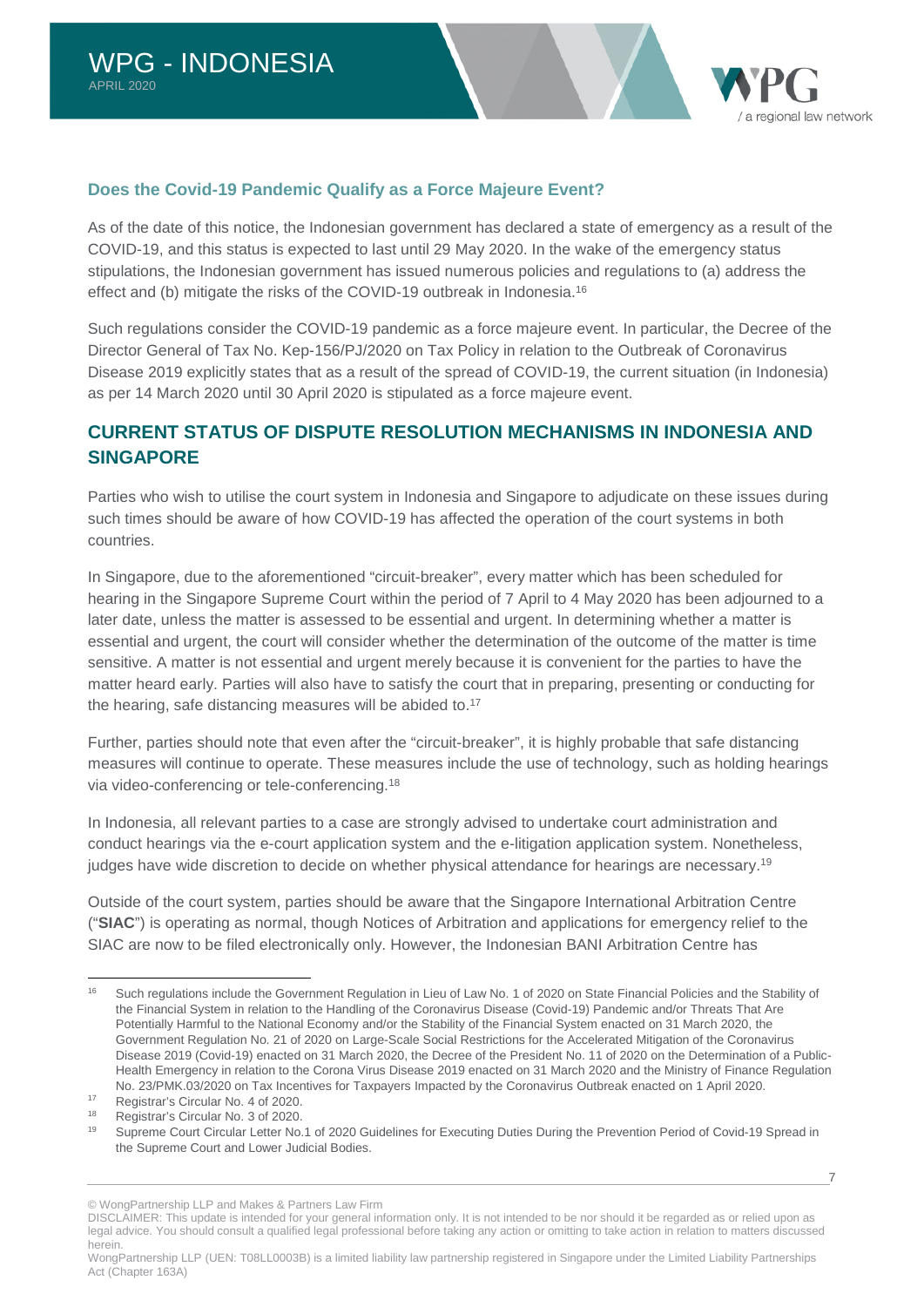### Does the Covid-19 Pandemic Qualify as a Force Majeure Event?

As of the date of this notice, the Indonesian government has declared a state of emergency as a result of the COVID-19, and this status is expected to last until 29 May 2020. In the wake of the emergency status stipulations, the Indonesian government has issued numerous policies and regulations to (a) address the effect and (b) mitigate the risks of the COVID-19 outbreak in Indonesia.[16]

Such regulations consider the COVID-19 pandemic as a force majeure event. In particular, the Decree of the Director General of Tax No. Kep-156/PJ/2020 on Tax Policy in relation to the Outbreak of Coronavirus Disease 2019 explicitly states that as a result of the spread of COVID-19, the current situation (in Indonesia) as per 14 March 2020 until 30 April 2020 is stipulated as a force majeure event.

## CURRENT STATUS OF DISPUTE RESOLUTION MECHANISMS IN INDONESIA AND SINGAPORE

Parties who wish to utilise the court system in Indonesia and Singapore to adjudicate on these issues during such times should be aware of how COVID-19 has affected the operation of the court systems in both countries.

In Singapore, due to the aforementioned "circuit-breaker", every matter which has been scheduled for hearing in the Singapore Supreme Court within the period of 7 April to 4 May 2020 has been adjourned to a later date, unless the matter is assessed to be essential and urgent. In determining whether a matter is essential and urgent, the court will consider whether the determination of the outcome of the matter is time sensitive. A matter is not essential and urgent merely because it is convenient for the parties to have the matter heard early. Parties will also have to satisfy the court that in preparing, presenting or conducting for the hearing, safe distancing measures will be abided to.[17]

Further, parties should note that even after the "circuit-breaker", it is highly probable that safe distancing measures will continue to operate. These measures include the use of technology, such as holding hearings via video-conferencing or tele-conferencing.[18]

In Indonesia, all relevant parties to a case are strongly advised to undertake court administration and conduct hearings via the e-court application system and the e-litigation application system. Nonetheless, judges have wide discretion to decide on whether physical attendance for hearings are necessary.[19]

Outside of the court system, parties should be aware that the Singapore International Arbitration Centre ("**SIAC**") is operating as normal, though Notices of Arbitration and applications for emergency relief to the SIAC are now to be filed electronically only. However, the Indonesian BANI Arbitration Centre has

---

[16] Such regulations include the Government Regulation in Lieu of Law No. 1 of 2020 on State Financial Policies and the Stability of the Financial System in relation to the Handling of the Coronavirus Disease (Covid-19) Pandemic and/or Threats That Are Potentially Harmful to the National Economy and/or the Stability of the Financial System enacted on 31 March 2020, the Government Regulation No. 21 of 2020 on Large-Scale Social Restrictions for the Accelerated Mitigation of the Coronavirus Disease 2019 (Covid-19) enacted on 31 March 2020, the Decree of the President No. 11 of 2020 on the Determination of a Public-Health Emergency in relation to the Corona Virus Disease 2019 enacted on 31 March 2020 and the Ministry of Finance Regulation No. 23/PMK.03/2020 on Tax Incentives for Taxpayers Impacted by the Coronavirus Outbreak enacted on 1 April 2020.

[17] Registrar's Circular No. 4 of 2020.

[18] Registrar's Circular No. 3 of 2020.

[19] Supreme Court Circular Letter No.1 of 2020 Guidelines for Executing Duties During the Prevention Period of Covid-19 Spread in the Supreme Court and Lower Judicial Bodies.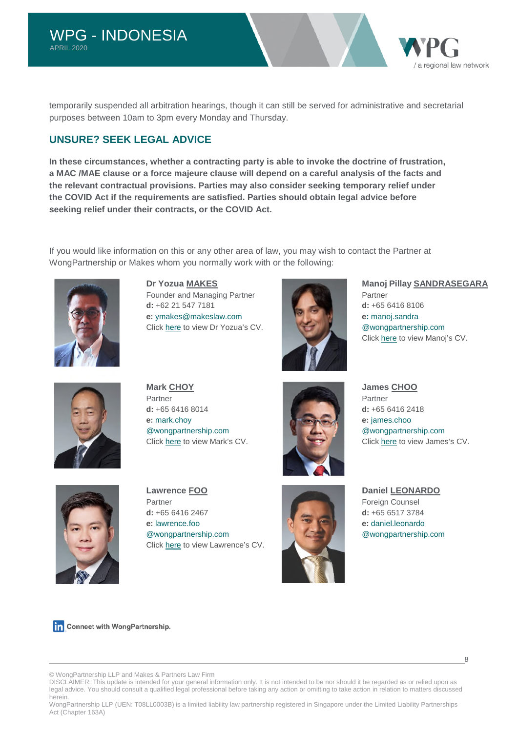temporarily suspended all arbitration hearings, though it can still be served for administrative and secretarial purposes between 10am to 3pm every Monday and Thursday.

## UNSURE? SEEK LEGAL ADVICE

**In these circumstances, whether a contracting party is able to invoke the doctrine of frustration, a MAC /MAE clause or a force majeure clause will depend on a careful analysis of the facts and the relevant contractual provisions. Parties may also consider seeking temporary relief under the COVID Act if the requirements are satisfied. Parties should obtain legal advice before seeking relief under their contracts, or the COVID Act.**

If you would like information on this or any other area of law, you may wish to contact the Partner at WongPartnership or Makes whom you normally work with or the following:

**Dr Yozua MAKES**
Founder and Managing Partner
**d:** +62 21 547 7181
**e:** ymakes@makeslaw.com
Click here to view Dr Yozua's CV.

**Manoj Pillay SANDRASEGARA**
Partner
**d:** +65 6416 8106
**e:** manoj.sandra@wongpartnership.com
Click here to view Manoj's CV.

**Mark CHOY**
Partner
**d:** +65 6416 8014
**e:** mark.choy@wongpartnership.com
Click here to view Mark's CV.

**James CHOO**
Partner
**d:** +65 6416 2418
**e:** james.choo@wongpartnership.com
Click here to view James's CV.

**Lawrence FOO**
Partner
**d:** +65 6416 2467
**e:** lawrence.foo@wongpartnership.com
Click here to view Lawrence's CV.

**Daniel LEONARDO**
Foreign Counsel
**d:** +65 6517 3784
**e:** daniel.leonardo@wongpartnership.com

Connect with WongPartnership.

© WongPartnership LLP and Makes & Partners Law Firm
DISCLAIMER: This update is intended for your general information only. It is not intended to be nor should it be regarded as or relied upon as legal advice. You should consult a qualified legal professional before taking any action or omitting to take action in relation to matters discussed herein.
WongPartnership LLP (UEN: T08LL0003B) is a limited liability law partnership registered in Singapore under the Limited Liability Partnerships Act (Chapter 163A)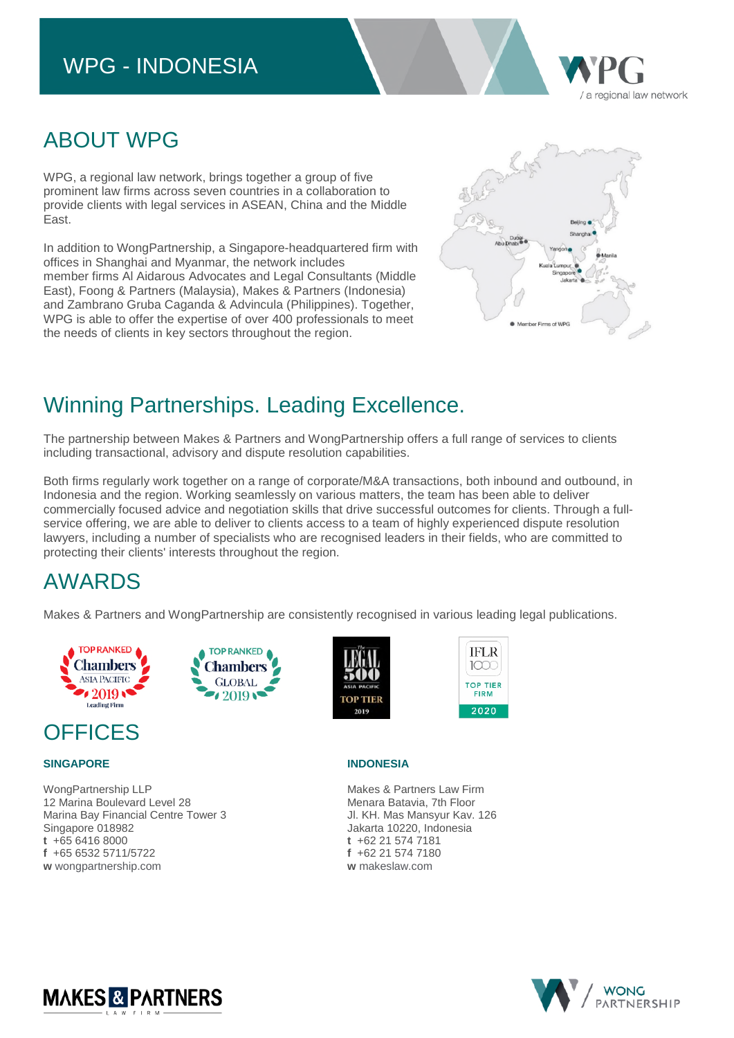# WPG - INDONESIA

## ABOUT WPG

WPG, a regional law network, brings together a group of five prominent law firms across seven countries in a collaboration to provide clients with legal services in ASEAN, China and the Middle East.

In addition to WongPartnership, a Singapore-headquartered firm with offices in Shanghai and Myanmar, the network includes member firms Al Aidarous Advocates and Legal Consultants (Middle East), Foong & Partners (Malaysia), Makes & Partners (Indonesia) and Zambrano Gruba Caganda & Advincula (Philippines). Together, WPG is able to offer the expertise of over 400 professionals to meet the needs of clients in key sectors throughout the region.

## Winning Partnerships. Leading Excellence.

The partnership between Makes & Partners and WongPartnership offers a full range of services to clients including transactional, advisory and dispute resolution capabilities.

Both firms regularly work together on a range of corporate/M&A transactions, both inbound and outbound, in Indonesia and the region. Working seamlessly on various matters, the team has been able to deliver commercially focused advice and negotiation skills that drive successful outcomes for clients. Through a full-service offering, we are able to deliver to clients access to a team of highly experienced dispute resolution lawyers, including a number of specialists who are recognised leaders in their fields, who are committed to protecting their clients' interests throughout the region.

## AWARDS

Makes & Partners and WongPartnership are consistently recognised in various leading legal publications.

## OFFICES

**SINGAPORE**

WongPartnership LLP
12 Marina Boulevard Level 28
Marina Bay Financial Centre Tower 3
Singapore 018982
**t** +65 6416 8000
**f** +65 6532 5711/5722
**w** wongpartnership.com

**INDONESIA**

Makes & Partners Law Firm
Menara Batavia, 7th Floor
Jl. KH. Mas Mansyur Kav. 126
Jakarta 10220, Indonesia
**t** +62 21 574 7181
**f** +62 21 574 7180
**w** makeslaw.com